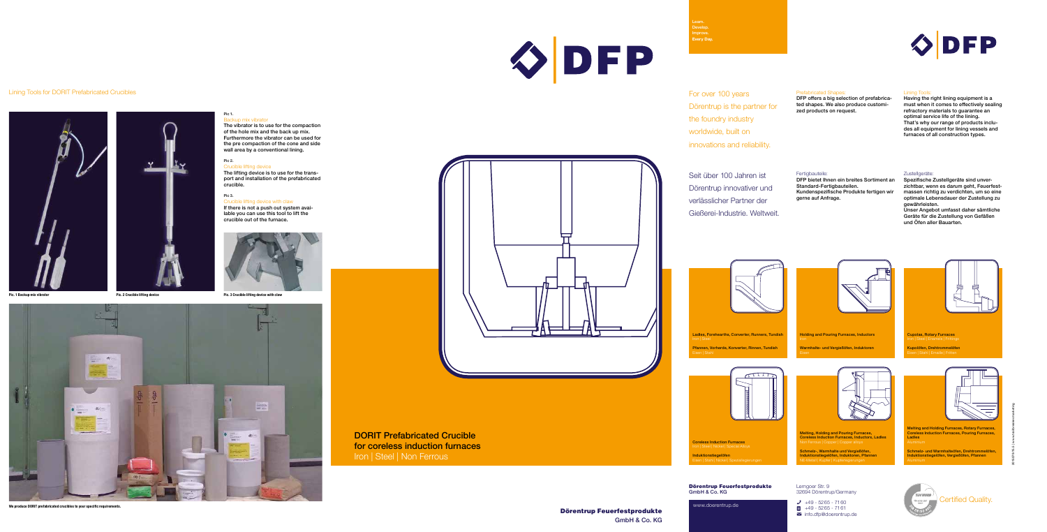## Lining Tools for DORIT Prefabricated Crucibles

**Pic 1.**
Backup mix vibrator

**The vibrator is to use for the compaction of the hole mix and the back up mix. Furthermore the vibrator can be used for the pre compaction of the cone and side wall area by a conventional lining.**

**Pic 2.**
Crucible lifting device

**The lifting device is to use for the transport and installation of the prefabricated crucible.**

**Pic 3.**
Crucible lifting device with claw

**If there is not a push out system available you can use this tool to lift the crucible out of the furnace.**

Pic. 1 Backup mix vibrator

Pic. 2 Crucible lifting device

Pic. 3 Crucible lifting device with claw

We produce DORIT prefabricated crucibles to your specific requirements.

**Dörentrup Feuerfestprodukte**
GmbH & Co. KG

# DFP

## DORIT Prefabricated Crucible for coreless induction furnaces

Iron | Steel | Non Ferrous

Learn.
Develop.
Improve.
Every Day.

For over 100 years Dörentrup is the partner for the foundry industry worldwide, built on innovations and reliability.

Seit über 100 Jahren ist Dörentrup innovativer und verlässlicher Partner der Gießerei-Industrie. Weltweit.

Prefabricated Shapes:

**DFP offers a big selection of prefabricated shapes. We also produce customized products on request.**

Fertigbauteile:

**DFP bietet Ihnen ein breites Sortiment an Standard-Fertigbauteilen. Kundenspezifische Produkte fertigen wir gerne auf Anfrage.**

Lining Tools:

**Having the right lining equipment is a must when it comes to effectively sealing refractory materials to guarantee an optimal service life of the lining. That's why our range of products includes all equipment for lining vessels and furnaces of all construction types.**

Zustellgeräte:

**Spezifische Zustellgeräte sind unverzichtbar, wenn es darum geht, Feuerfestmassen richtig zu verdichten, um so eine optimale Lebensdauer der Zustellung zu gewährleisten. Unser Angebot umfasst daher sämtliche Geräte für die Zustellung von Gefäßen und Öfen aller Bauarten.**

**Ladles, Forehearths, Converter, Runners, Tundish**
Iron | Steel

**Pfannen, Vorherde, Konverter, Rinnen, Tundish**
Eisen | Stahl

**Holding and Pouring Furnaces, Inductors**
Iron

**Warmhalte- und Vergießöfen, Induktoren**
Eisen

**Cupolas, Rotary Furnaces**
Iron | Steel | Enamels | Fritings

**Kupolöfen, Drehtrommelöfen**
Eisen | Stahl | Emaille | Fritten

**Coreless Induction Furnaces**
Iron | Steel | Nickel | Special Alloys

**Induktionstiegelöfen**
Eisen | Stahl | Nickel | Spezialegierungen

**Melting, Holding and Pouring Furnaces, Coreless Induction Furnaces, Inductors, Ladles**
Non Ferrous | Copper | Copper alloys

**Schmelz-, Warmhalte und Vergießöfen, Induktionstiegelöfen, Induktoren, Pfannen**
NE-Metall | Kupfer | Kupferlegierungen

**Melting and Holding Furnaces, Rotary Furnaces, Coreless Induction Furnaces, Pouring Furnaces, Ladles**
Aluminium

**Schmelz- und Warmhalteöfen, Drehtrommelöfen, Induktionstiegelöfen, Vergießöfen, Pfannen**
Aluminium

**Dörentrup Feuerfestprodukte GmbH & Co. KG**

www.doerentrup.de

Lemgoer Str. 9
32694 Dörentrup/Germany

+49 - 5265 - 7160
+49 - 5265 - 7161
info.dfp@doerentrup.de

Certified Quality.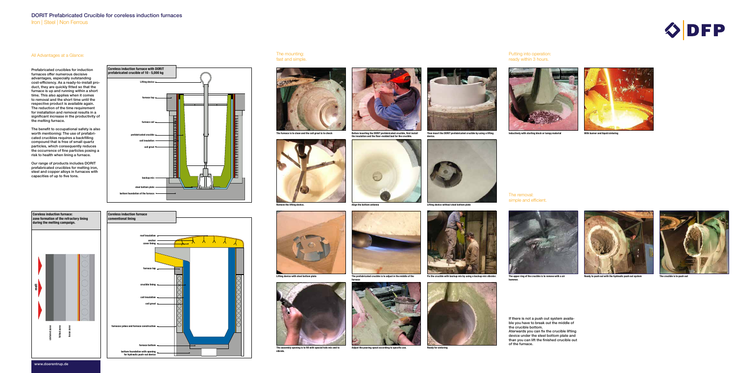# DORIT Prefabricated Crucible for coreless induction furnaces

Iron | Steel | Non Ferrous

DFP

## All Advantages at a Glance:

Prefabricated crucibles for induction furnaces offer numerous decisive advantages, especially outstanding cost-efficiency. As a ready-to-install product, they are quickly fitted so that the furnace is up and running within a short time. This also applies when it comes to removal and the short time until the respective product is available again. The reduction of the time requirement for installation and removal results in a significant increase in the productivity of the melting furnace.

The benefit to occupational safety is also worth mentioning: The use of prefabricated crucibles requires a backfilling compound that is free of small quartz particles, which consequently reduces the occurrence of fine particles posing a risk to health when lining a furnace.

Our range of products includes DORIT prefabricated crucibles for melting iron, steel and copper alloys in furnaces with capacities of up to five tons.

**Coreless induction furnace with DORIT prefabricated crucible of 10 – 5,000 kg**

Lifting device
furnace top
furnace coil
prefabricated crucible
coil insulation
coil grout
backup mix
steel bottom plate
bottom foundation of the furnace

**Coreless induction furnace: zone formation of the refractory lining during the melting campaign.**

melt
sintered zone
fritted zone
loose zone

**Coreless induction furnace conventional lining**

roof insulation
anchor
cover lining
furnace top
crucible lining
coil insulation
coil grout
furnaces yokes and furnace construction
furnace bottom
bottom foundation with opening for hydraulic push-out device

## The mounting: fast and simple.

The furnace is to clean and the coil grout is to check

Before inserting the DORIT prefabricated crucible, first install the insulation and the floor-molded bed for the crucible.

Then insert the DORIT prefabricated crucible by using a lifting device.

Remove the lifting device.

Align the bottom antenna

Lifting device without steel bottom plate

Lifting device with steel bottom plate

The prefabricated crucible is to adjust in the middle of the furnace

Fix the crucible with backup mix by using a backup mix vibrator.

The assembly opening is to fill with special hole mix and to vibrate.

Adjust the pouring spout according to specific use.

Ready for sintering

## Putting into operation: ready within 3 hours.

Inductively with starting block or lumpy material

With burner and liquid sintering

## The removal: simple and efficient.

The upper ring of the crucible is to remove with a air hammer.

Ready to push out with the hydraulic push out system

The crucible is to push out

If there is not a push out system available you have to break out the middle of the crucible bottom.
Afterwards you can fix the crucible lifting device under the steel bottom plate and than you can lift the finished crucible out of the furnace.

www.doerentrup.de